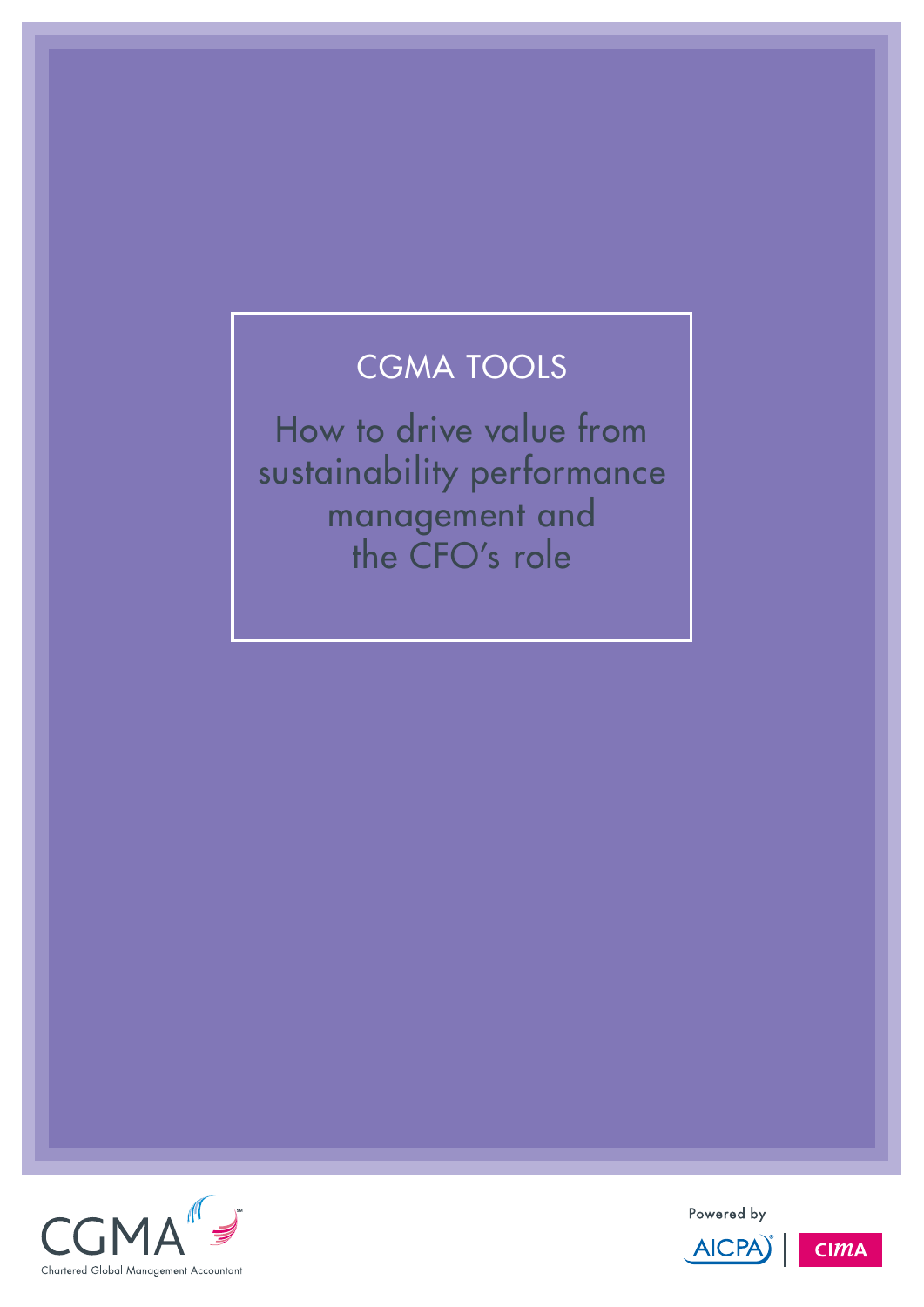CGMA TOOLS

# How to drive value from sustainability performance management and the CFO's role

CGMA
Chartered Global Management Accountant

Powered by

AICPA | CIMA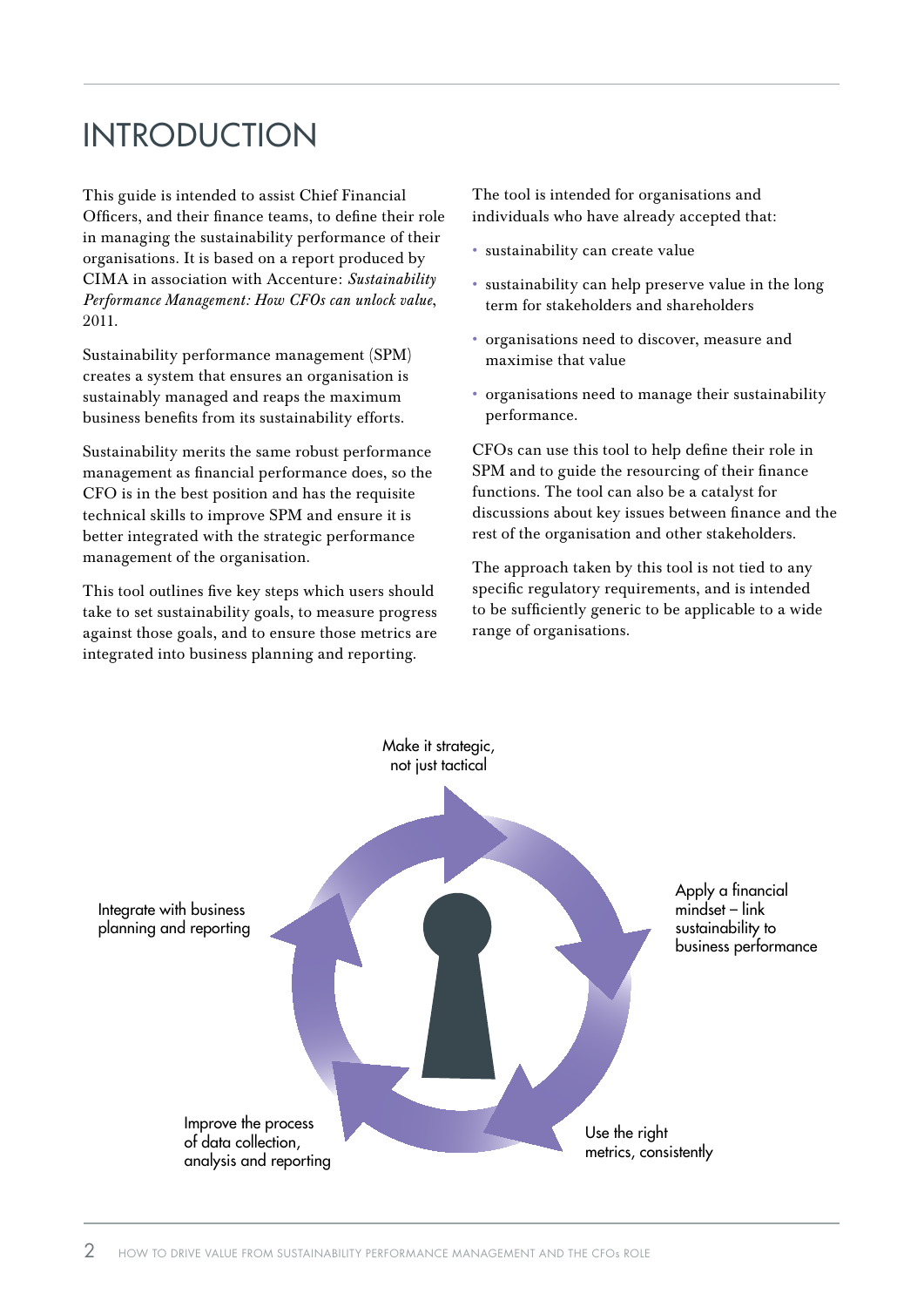# INTRODUCTION

This guide is intended to assist Chief Financial Officers, and their finance teams, to define their role in managing the sustainability performance of their organisations. It is based on a report produced by CIMA in association with Accenture: *Sustainability Performance Management: How CFOs can unlock value*, 2011.

Sustainability performance management (SPM) creates a system that ensures an organisation is sustainably managed and reaps the maximum business benefits from its sustainability efforts.

Sustainability merits the same robust performance management as financial performance does, so the CFO is in the best position and has the requisite technical skills to improve SPM and ensure it is better integrated with the strategic performance management of the organisation.

This tool outlines five key steps which users should take to set sustainability goals, to measure progress against those goals, and to ensure those metrics are integrated into business planning and reporting.

The tool is intended for organisations and individuals who have already accepted that:

- sustainability can create value
- sustainability can help preserve value in the long term for stakeholders and shareholders
- organisations need to discover, measure and maximise that value
- organisations need to manage their sustainability performance.

CFOs can use this tool to help define their role in SPM and to guide the resourcing of their finance functions. The tool can also be a catalyst for discussions about key issues between finance and the rest of the organisation and other stakeholders.

The approach taken by this tool is not tied to any specific regulatory requirements, and is intended to be sufficiently generic to be applicable to a wide range of organisations.

Make it strategic, not just tactical

Apply a financial mindset – link sustainability to business performance

Use the right metrics, consistently

Improve the process of data collection, analysis and reporting

Integrate with business planning and reporting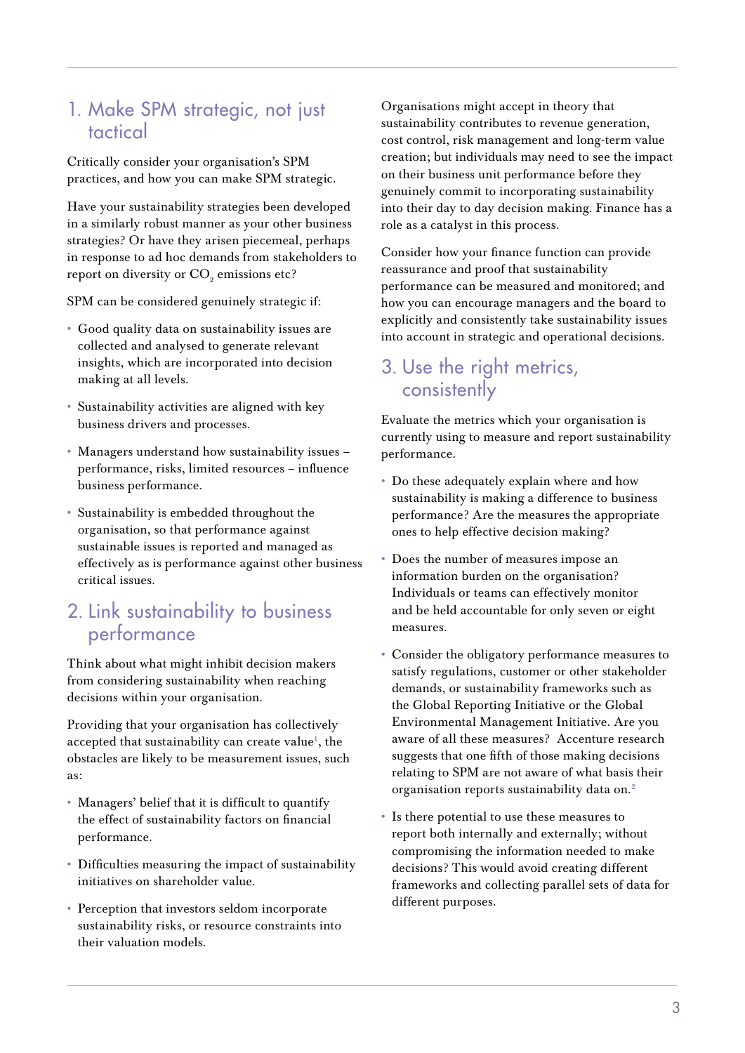## 1. Make SPM strategic, not just tactical

Critically consider your organisation's SPM practices, and how you can make SPM strategic.

Have your sustainability strategies been developed in a similarly robust manner as your other business strategies? Or have they arisen piecemeal, perhaps in response to ad hoc demands from stakeholders to report on diversity or $CO_2$ emissions etc?

SPM can be considered genuinely strategic if:

- Good quality data on sustainability issues are collected and analysed to generate relevant insights, which are incorporated into decision making at all levels.
- Sustainability activities are aligned with key business drivers and processes.
- Managers understand how sustainability issues – performance, risks, limited resources – influence business performance.
- Sustainability is embedded throughout the organisation, so that performance against sustainable issues is reported and managed as effectively as is performance against other business critical issues.

## 2. Link sustainability to business performance

Think about what might inhibit decision makers from considering sustainability when reaching decisions within your organisation.

Providing that your organisation has collectively accepted that sustainability can create value[1], the obstacles are likely to be measurement issues, such as:

- Managers' belief that it is difficult to quantify the effect of sustainability factors on financial performance.
- Difficulties measuring the impact of sustainability initiatives on shareholder value.
- Perception that investors seldom incorporate sustainability risks, or resource constraints into their valuation models.

Organisations might accept in theory that sustainability contributes to revenue generation, cost control, risk management and long-term value creation; but individuals may need to see the impact on their business unit performance before they genuinely commit to incorporating sustainability into their day to day decision making. Finance has a role as a catalyst in this process.

Consider how your finance function can provide reassurance and proof that sustainability performance can be measured and monitored; and how you can encourage managers and the board to explicitly and consistently take sustainability issues into account in strategic and operational decisions.

## 3. Use the right metrics, consistently

Evaluate the metrics which your organisation is currently using to measure and report sustainability performance.

- Do these adequately explain where and how sustainability is making a difference to business performance? Are the measures the appropriate ones to help effective decision making?
- Does the number of measures impose an information burden on the organisation? Individuals or teams can effectively monitor and be held accountable for only seven or eight measures.
- Consider the obligatory performance measures to satisfy regulations, customer or other stakeholder demands, or sustainability frameworks such as the Global Reporting Initiative or the Global Environmental Management Initiative. Are you aware of all these measures? Accenture research suggests that one fifth of those making decisions relating to SPM are not aware of what basis their organisation reports sustainability data on.[2]
- Is there potential to use these measures to report both internally and externally; without compromising the information needed to make decisions? This would avoid creating different frameworks and collecting parallel sets of data for different purposes.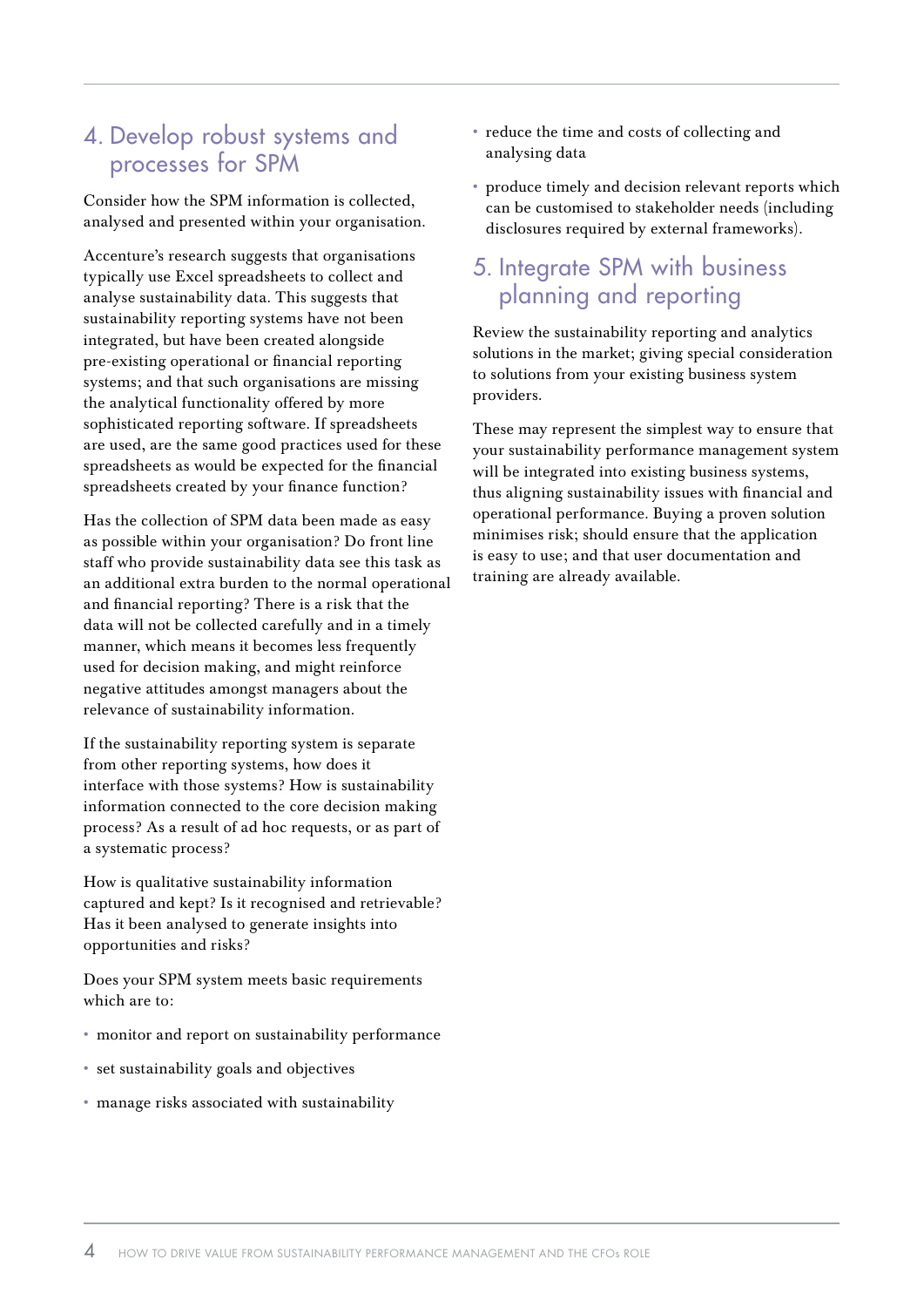## 4. Develop robust systems and processes for SPM

Consider how the SPM information is collected, analysed and presented within your organisation.

Accenture's research suggests that organisations typically use Excel spreadsheets to collect and analyse sustainability data. This suggests that sustainability reporting systems have not been integrated, but have been created alongside pre-existing operational or financial reporting systems; and that such organisations are missing the analytical functionality offered by more sophisticated reporting software. If spreadsheets are used, are the same good practices used for these spreadsheets as would be expected for the financial spreadsheets created by your finance function?

Has the collection of SPM data been made as easy as possible within your organisation? Do front line staff who provide sustainability data see this task as an additional extra burden to the normal operational and financial reporting? There is a risk that the data will not be collected carefully and in a timely manner, which means it becomes less frequently used for decision making, and might reinforce negative attitudes amongst managers about the relevance of sustainability information.

If the sustainability reporting system is separate from other reporting systems, how does it interface with those systems? How is sustainability information connected to the core decision making process? As a result of ad hoc requests, or as part of a systematic process?

How is qualitative sustainability information captured and kept? Is it recognised and retrievable? Has it been analysed to generate insights into opportunities and risks?

Does your SPM system meets basic requirements which are to:

- monitor and report on sustainability performance
- set sustainability goals and objectives
- manage risks associated with sustainability
- reduce the time and costs of collecting and analysing data
- produce timely and decision relevant reports which can be customised to stakeholder needs (including disclosures required by external frameworks).

## 5. Integrate SPM with business planning and reporting

Review the sustainability reporting and analytics solutions in the market; giving special consideration to solutions from your existing business system providers.

These may represent the simplest way to ensure that your sustainability performance management system will be integrated into existing business systems, thus aligning sustainability issues with financial and operational performance. Buying a proven solution minimises risk; should ensure that the application is easy to use; and that user documentation and training are already available.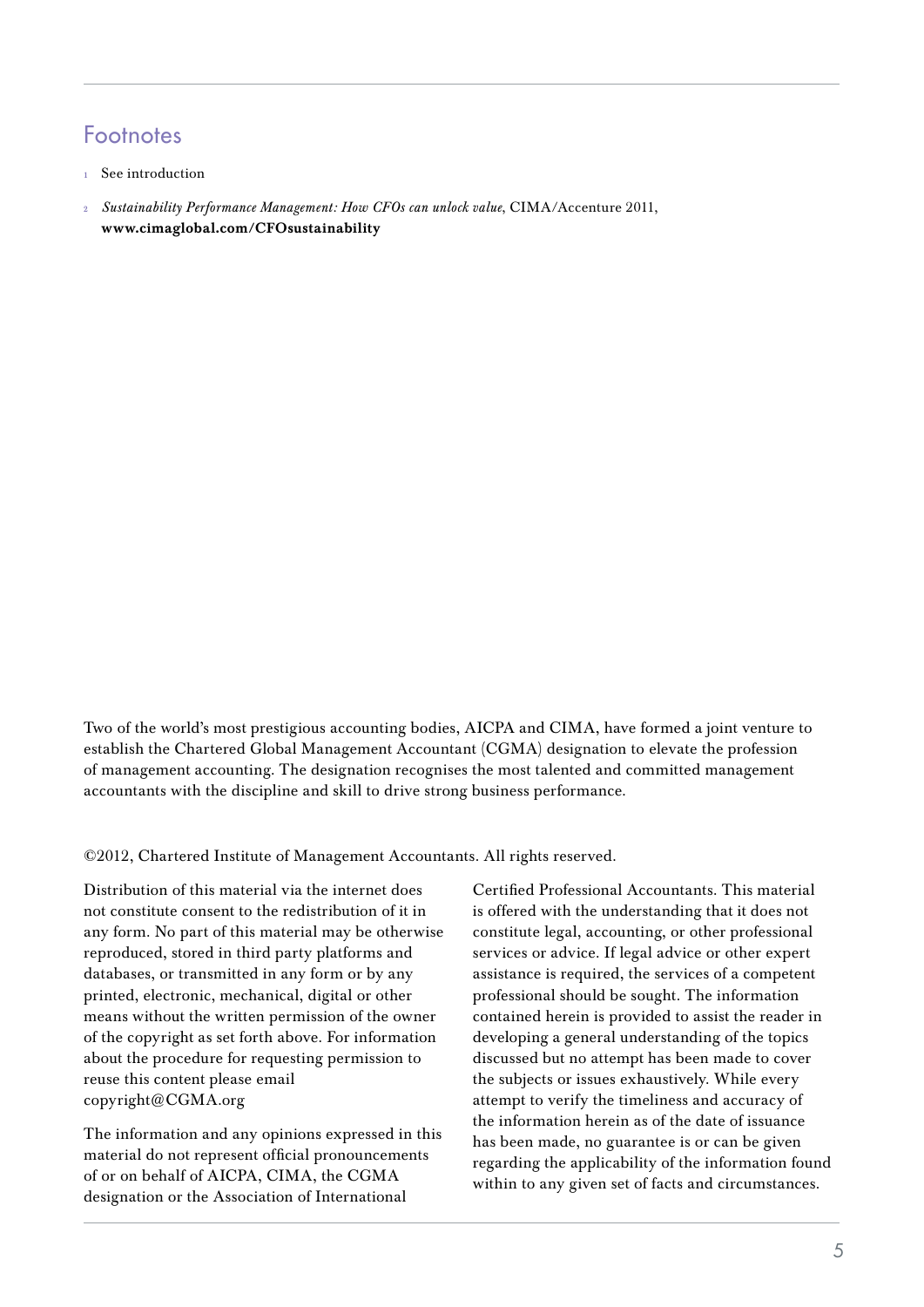## Footnotes

1. See introduction
2. *Sustainability Performance Management: How CFOs can unlock value*, CIMA/Accenture 2011, **www.cimaglobal.com/CFOsustainability**

Two of the world's most prestigious accounting bodies, AICPA and CIMA, have formed a joint venture to establish the Chartered Global Management Accountant (CGMA) designation to elevate the profession of management accounting. The designation recognises the most talented and committed management accountants with the discipline and skill to drive strong business performance.

©2012, Chartered Institute of Management Accountants. All rights reserved.

Distribution of this material via the internet does not constitute consent to the redistribution of it in any form. No part of this material may be otherwise reproduced, stored in third party platforms and databases, or transmitted in any form or by any printed, electronic, mechanical, digital or other means without the written permission of the owner of the copyright as set forth above. For information about the procedure for requesting permission to reuse this content please email copyright@CGMA.org

The information and any opinions expressed in this material do not represent official pronouncements of or on behalf of AICPA, CIMA, the CGMA designation or the Association of International Certified Professional Accountants. This material is offered with the understanding that it does not constitute legal, accounting, or other professional services or advice. If legal advice or other expert assistance is required, the services of a competent professional should be sought. The information contained herein is provided to assist the reader in developing a general understanding of the topics discussed but no attempt has been made to cover the subjects or issues exhaustively. While every attempt to verify the timeliness and accuracy of the information herein as of the date of issuance has been made, no guarantee is or can be given regarding the applicability of the information found within to any given set of facts and circumstances.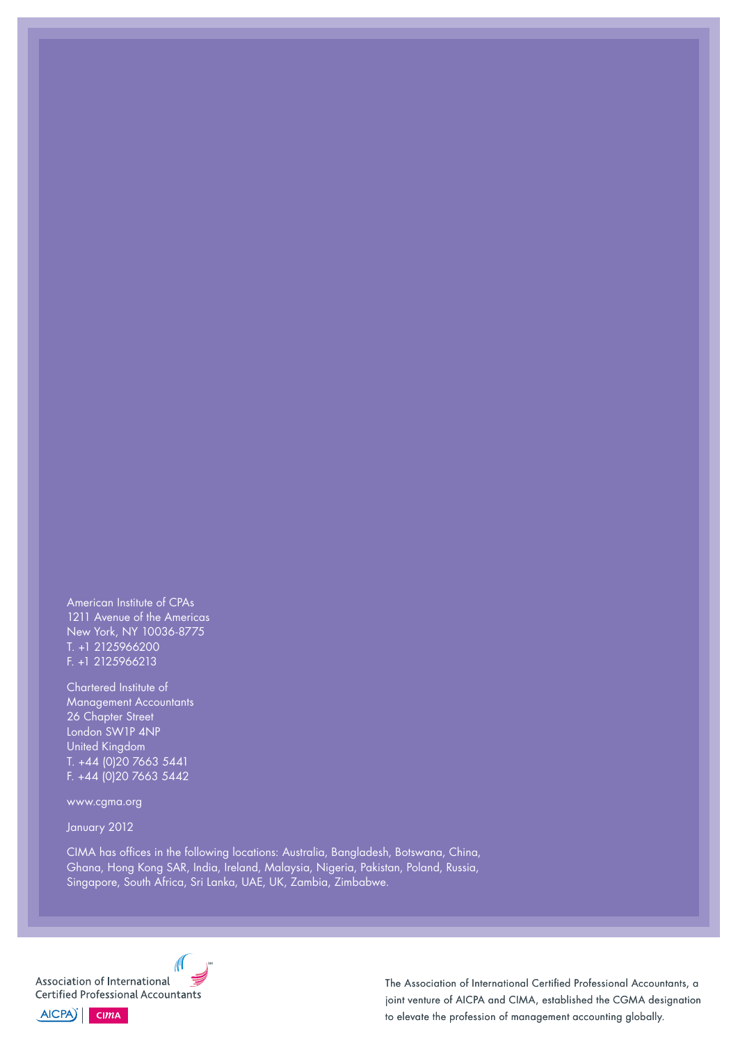American Institute of CPAs
1211 Avenue of the Americas
New York, NY 10036-8775
T. +1 2125966200
F. +1 2125966213

Chartered Institute of
Management Accountants
26 Chapter Street
London SW1P 4NP
United Kingdom
T. +44 (0)20 7663 5441
F. +44 (0)20 7663 5442

www.cgma.org

January 2012

CIMA has offices in the following locations: Australia, Bangladesh, Botswana, China, Ghana, Hong Kong SAR, India, Ireland, Malaysia, Nigeria, Pakistan, Poland, Russia, Singapore, South Africa, Sri Lanka, UAE, UK, Zambia, Zimbabwe.

Association of International Certified Professional Accountants

AICPA | CIMA

The Association of International Certified Professional Accountants, a joint venture of AICPA and CIMA, established the CGMA designation to elevate the profession of management accounting globally.